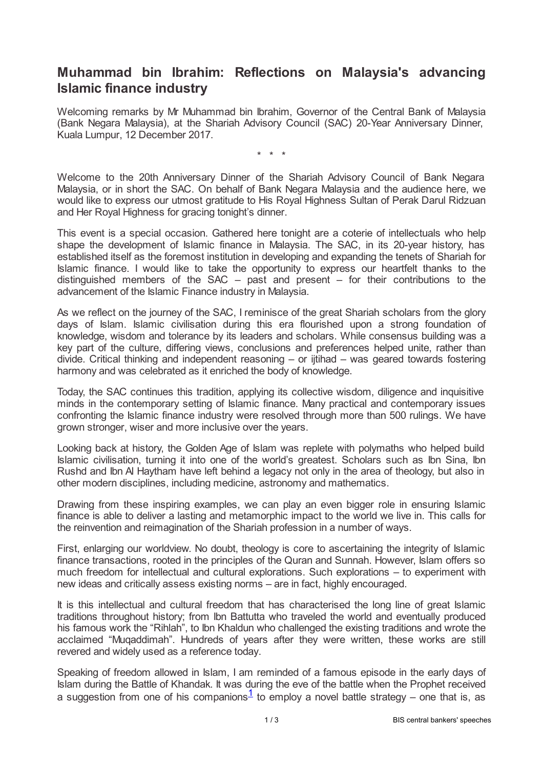# Muhammad bin Ibrahim: Reflections on Malaysia's advancing Islamic finance industry

Welcoming remarks by Mr Muhammad bin Ibrahim, Governor of the Central Bank of Malaysia (Bank Negara Malaysia), at the Shariah Advisory Council (SAC) 20-Year Anniversary Dinner, Kuala Lumpur, 12 December 2017.

\* \* \*

Welcome to the 20th Anniversary Dinner of the Shariah Advisory Council of Bank Negara Malaysia, or in short the SAC. On behalf of Bank Negara Malaysia and the audience here, we would like to express our utmost gratitude to His Royal Highness Sultan of Perak Darul Ridzuan and Her Royal Highness for gracing tonight's dinner.

This event is a special occasion. Gathered here tonight are a coterie of intellectuals who help shape the development of Islamic finance in Malaysia. The SAC, in its 20-year history, has established itself as the foremost institution in developing and expanding the tenets of Shariah for Islamic finance. I would like to take the opportunity to express our heartfelt thanks to the distinguished members of the SAC – past and present – for their contributions to the advancement of the Islamic Finance industry in Malaysia.

As we reflect on the journey of the SAC, I reminisce of the great Shariah scholars from the glory days of Islam. Islamic civilisation during this era flourished upon a strong foundation of knowledge, wisdom and tolerance by its leaders and scholars. While consensus building was a key part of the culture, differing views, conclusions and preferences helped unite, rather than divide. Critical thinking and independent reasoning – or ijtihad – was geared towards fostering harmony and was celebrated as it enriched the body of knowledge.

Today, the SAC continues this tradition, applying its collective wisdom, diligence and inquisitive minds in the contemporary setting of Islamic finance. Many practical and contemporary issues confronting the Islamic finance industry were resolved through more than 500 rulings. We have grown stronger, wiser and more inclusive over the years.

Looking back at history, the Golden Age of Islam was replete with polymaths who helped build Islamic civilisation, turning it into one of the world's greatest. Scholars such as Ibn Sina, Ibn Rushd and Ibn Al Haytham have left behind a legacy not only in the area of theology, but also in other modern disciplines, including medicine, astronomy and mathematics.

Drawing from these inspiring examples, we can play an even bigger role in ensuring Islamic finance is able to deliver a lasting and metamorphic impact to the world we live in. This calls for the reinvention and reimagination of the Shariah profession in a number of ways.

First, enlarging our worldview. No doubt, theology is core to ascertaining the integrity of Islamic finance transactions, rooted in the principles of the Quran and Sunnah. However, Islam offers so much freedom for intellectual and cultural explorations. Such explorations – to experiment with new ideas and critically assess existing norms – are in fact, highly encouraged.

It is this intellectual and cultural freedom that has characterised the long line of great Islamic traditions throughout history; from Ibn Battutta who traveled the world and eventually produced his famous work the "Rihlah", to Ibn Khaldun who challenged the existing traditions and wrote the acclaimed "Muqaddimah". Hundreds of years after they were written, these works are still revered and widely used as a reference today.

Speaking of freedom allowed in Islam, I am reminded of a famous episode in the early days of Islam during the Battle of Khandak. It was during the eve of the battle when the Prophet received a suggestion from one of his companions[1] to employ a novel battle strategy – one that is, as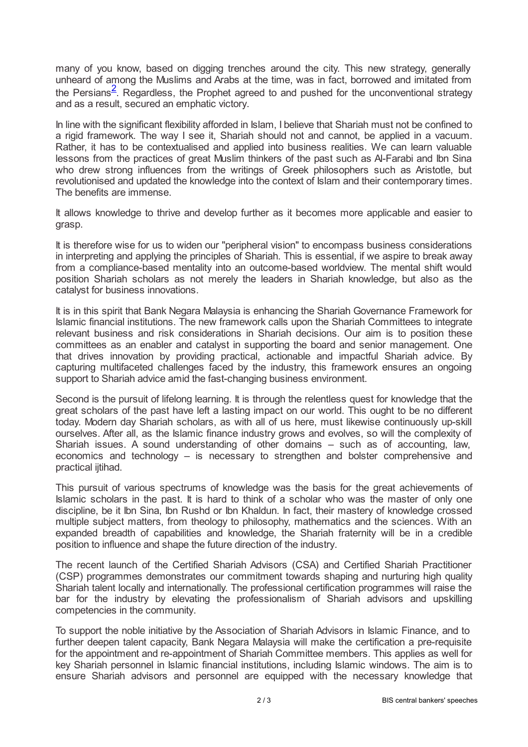many of you know, based on digging trenches around the city. This new strategy, generally unheard of among the Muslims and Arabs at the time, was in fact, borrowed and imitated from the Persians[2]. Regardless, the Prophet agreed to and pushed for the unconventional strategy and as a result, secured an emphatic victory.

In line with the significant flexibility afforded in Islam, I believe that Shariah must not be confined to a rigid framework. The way I see it, Shariah should not and cannot, be applied in a vacuum. Rather, it has to be contextualised and applied into business realities. We can learn valuable lessons from the practices of great Muslim thinkers of the past such as Al-Farabi and Ibn Sina who drew strong influences from the writings of Greek philosophers such as Aristotle, but revolutionised and updated the knowledge into the context of Islam and their contemporary times. The benefits are immense.

It allows knowledge to thrive and develop further as it becomes more applicable and easier to grasp.

It is therefore wise for us to widen our "peripheral vision" to encompass business considerations in interpreting and applying the principles of Shariah. This is essential, if we aspire to break away from a compliance-based mentality into an outcome-based worldview. The mental shift would position Shariah scholars as not merely the leaders in Shariah knowledge, but also as the catalyst for business innovations.

It is in this spirit that Bank Negara Malaysia is enhancing the Shariah Governance Framework for Islamic financial institutions. The new framework calls upon the Shariah Committees to integrate relevant business and risk considerations in Shariah decisions. Our aim is to position these committees as an enabler and catalyst in supporting the board and senior management. One that drives innovation by providing practical, actionable and impactful Shariah advice. By capturing multifaceted challenges faced by the industry, this framework ensures an ongoing support to Shariah advice amid the fast-changing business environment.

Second is the pursuit of lifelong learning. It is through the relentless quest for knowledge that the great scholars of the past have left a lasting impact on our world. This ought to be no different today. Modern day Shariah scholars, as with all of us here, must likewise continuously up-skill ourselves. After all, as the Islamic finance industry grows and evolves, so will the complexity of Shariah issues. A sound understanding of other domains – such as of accounting, law, economics and technology – is necessary to strengthen and bolster comprehensive and practical ijtihad.

This pursuit of various spectrums of knowledge was the basis for the great achievements of Islamic scholars in the past. It is hard to think of a scholar who was the master of only one discipline, be it Ibn Sina, Ibn Rushd or Ibn Khaldun. In fact, their mastery of knowledge crossed multiple subject matters, from theology to philosophy, mathematics and the sciences. With an expanded breadth of capabilities and knowledge, the Shariah fraternity will be in a credible position to influence and shape the future direction of the industry.

The recent launch of the Certified Shariah Advisors (CSA) and Certified Shariah Practitioner (CSP) programmes demonstrates our commitment towards shaping and nurturing high quality Shariah talent locally and internationally. The professional certification programmes will raise the bar for the industry by elevating the professionalism of Shariah advisors and upskilling competencies in the community.

To support the noble initiative by the Association of Shariah Advisors in Islamic Finance, and to further deepen talent capacity, Bank Negara Malaysia will make the certification a pre-requisite for the appointment and re-appointment of Shariah Committee members. This applies as well for key Shariah personnel in Islamic financial institutions, including Islamic windows. The aim is to ensure Shariah advisors and personnel are equipped with the necessary knowledge that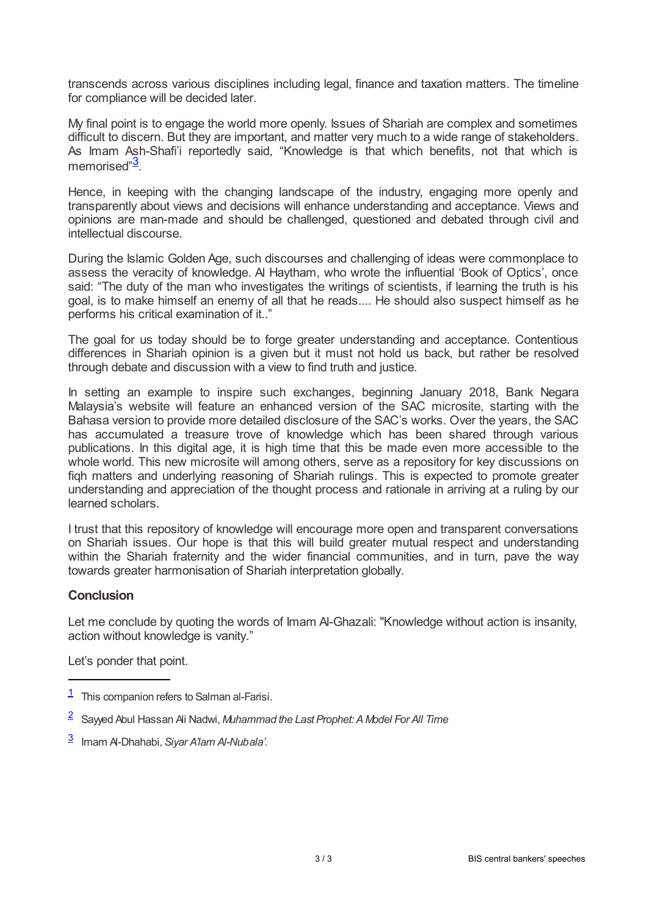transcends across various disciplines including legal, finance and taxation matters. The timeline for compliance will be decided later.

My final point is to engage the world more openly. Issues of Shariah are complex and sometimes difficult to discern. But they are important, and matter very much to a wide range of stakeholders. As Imam Ash-Shafi'i reportedly said, "Knowledge is that which benefits, not that which is memorised"[3].

Hence, in keeping with the changing landscape of the industry, engaging more openly and transparently about views and decisions will enhance understanding and acceptance. Views and opinions are man-made and should be challenged, questioned and debated through civil and intellectual discourse.

During the Islamic Golden Age, such discourses and challenging of ideas were commonplace to assess the veracity of knowledge. Al Haytham, who wrote the influential 'Book of Optics', once said: "The duty of the man who investigates the writings of scientists, if learning the truth is his goal, is to make himself an enemy of all that he reads.... He should also suspect himself as he performs his critical examination of it.."

The goal for us today should be to forge greater understanding and acceptance. Contentious differences in Shariah opinion is a given but it must not hold us back, but rather be resolved through debate and discussion with a view to find truth and justice.

In setting an example to inspire such exchanges, beginning January 2018, Bank Negara Malaysia's website will feature an enhanced version of the SAC microsite, starting with the Bahasa version to provide more detailed disclosure of the SAC's works. Over the years, the SAC has accumulated a treasure trove of knowledge which has been shared through various publications. In this digital age, it is high time that this be made even more accessible to the whole world. This new microsite will among others, serve as a repository for key discussions on fiqh matters and underlying reasoning of Shariah rulings. This is expected to promote greater understanding and appreciation of the thought process and rationale in arriving at a ruling by our learned scholars.

I trust that this repository of knowledge will encourage more open and transparent conversations on Shariah issues. Our hope is that this will build greater mutual respect and understanding within the Shariah fraternity and the wider financial communities, and in turn, pave the way towards greater harmonisation of Shariah interpretation globally.

### Conclusion

Let me conclude by quoting the words of Imam Al-Ghazali: "Knowledge without action is insanity, action without knowledge is vanity."

Let's ponder that point.

---

[1] This companion refers to Salman al-Farisi.

[2] Sayyed Abul Hassan Ali Nadwi, *Muhammad the Last Prophet: A Model For All Time*

[3] Imam Al-Dhahabi, *Siyar A'lam Al-Nubala'.*